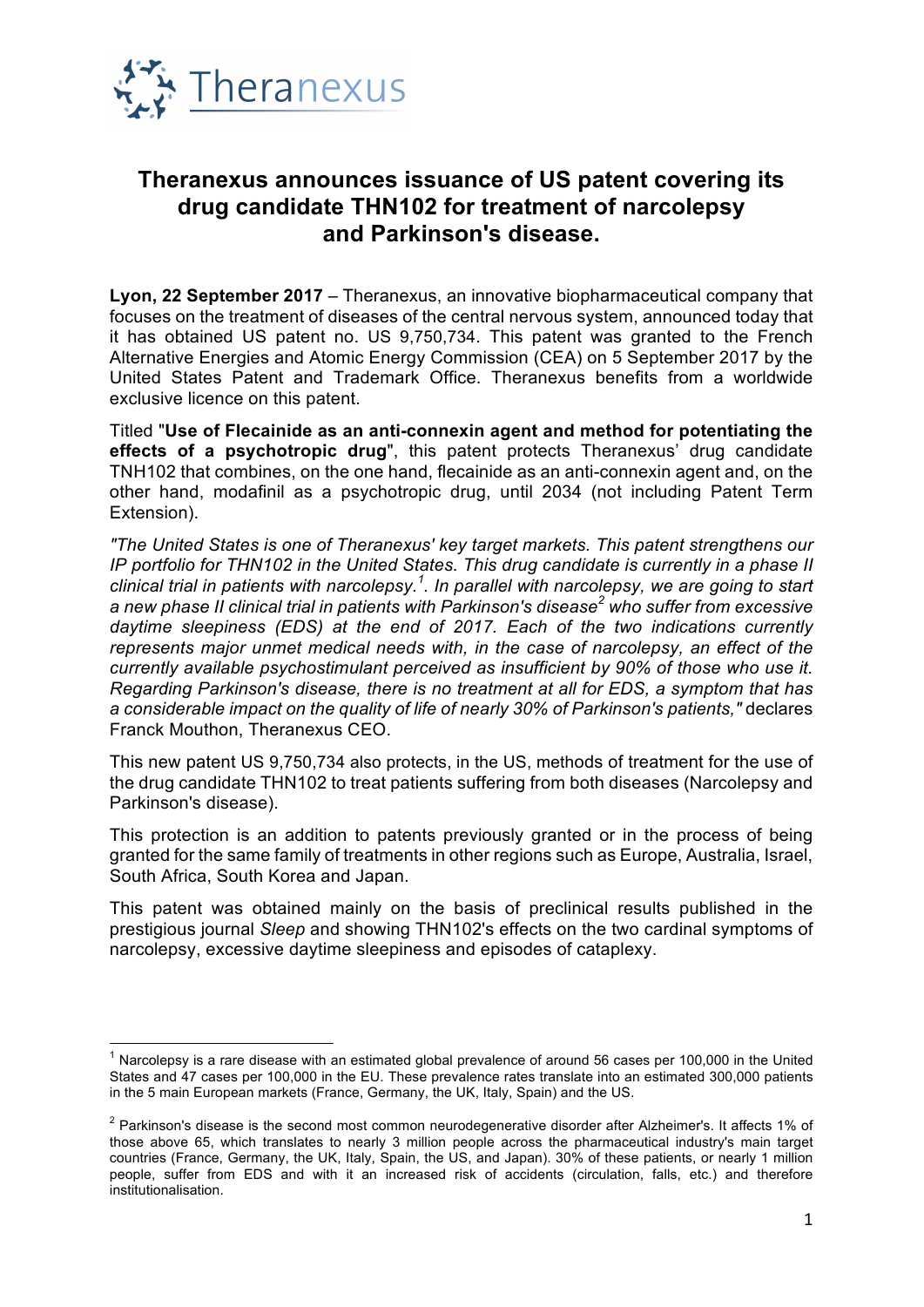Theranexus

# Theranexus announces issuance of US patent covering its drug candidate THN102 for treatment of narcolepsy and Parkinson's disease.

**Lyon, 22 September 2017** – Theranexus, an innovative biopharmaceutical company that focuses on the treatment of diseases of the central nervous system, announced today that it has obtained US patent no. US 9,750,734. This patent was granted to the French Alternative Energies and Atomic Energy Commission (CEA) on 5 September 2017 by the United States Patent and Trademark Office. Theranexus benefits from a worldwide exclusive licence on this patent.

Titled "**Use of Flecainide as an anti-connexin agent and method for potentiating the effects of a psychotropic drug**", this patent protects Theranexus' drug candidate TNH102 that combines, on the one hand, flecainide as an anti-connexin agent and, on the other hand, modafinil as a psychotropic drug, until 2034 (not including Patent Term Extension).

*"The United States is one of Theranexus' key target markets. This patent strengthens our IP portfolio for THN102 in the United States. This drug candidate is currently in a phase II clinical trial in patients with narcolepsy.[1]. In parallel with narcolepsy, we are going to start a new phase II clinical trial in patients with Parkinson's disease[2] who suffer from excessive daytime sleepiness (EDS) at the end of 2017. Each of the two indications currently represents major unmet medical needs with, in the case of narcolepsy, an effect of the currently available psychostimulant perceived as insufficient by 90% of those who use it. Regarding Parkinson's disease, there is no treatment at all for EDS, a symptom that has a considerable impact on the quality of life of nearly 30% of Parkinson's patients,"* declares Franck Mouthon, Theranexus CEO.

This new patent US 9,750,734 also protects, in the US, methods of treatment for the use of the drug candidate THN102 to treat patients suffering from both diseases (Narcolepsy and Parkinson's disease).

This protection is an addition to patents previously granted or in the process of being granted for the same family of treatments in other regions such as Europe, Australia, Israel, South Africa, South Korea and Japan.

This patent was obtained mainly on the basis of preclinical results published in the prestigious journal *Sleep* and showing THN102's effects on the two cardinal symptoms of narcolepsy, excessive daytime sleepiness and episodes of cataplexy.

---

[1] Narcolepsy is a rare disease with an estimated global prevalence of around 56 cases per 100,000 in the United States and 47 cases per 100,000 in the EU. These prevalence rates translate into an estimated 300,000 patients in the 5 main European markets (France, Germany, the UK, Italy, Spain) and the US.

[2] Parkinson's disease is the second most common neurodegenerative disorder after Alzheimer's. It affects 1% of those above 65, which translates to nearly 3 million people across the pharmaceutical industry's main target countries (France, Germany, the UK, Italy, Spain, the US, and Japan). 30% of these patients, or nearly 1 million people, suffer from EDS and with it an increased risk of accidents (circulation, falls, etc.) and therefore institutionalisation.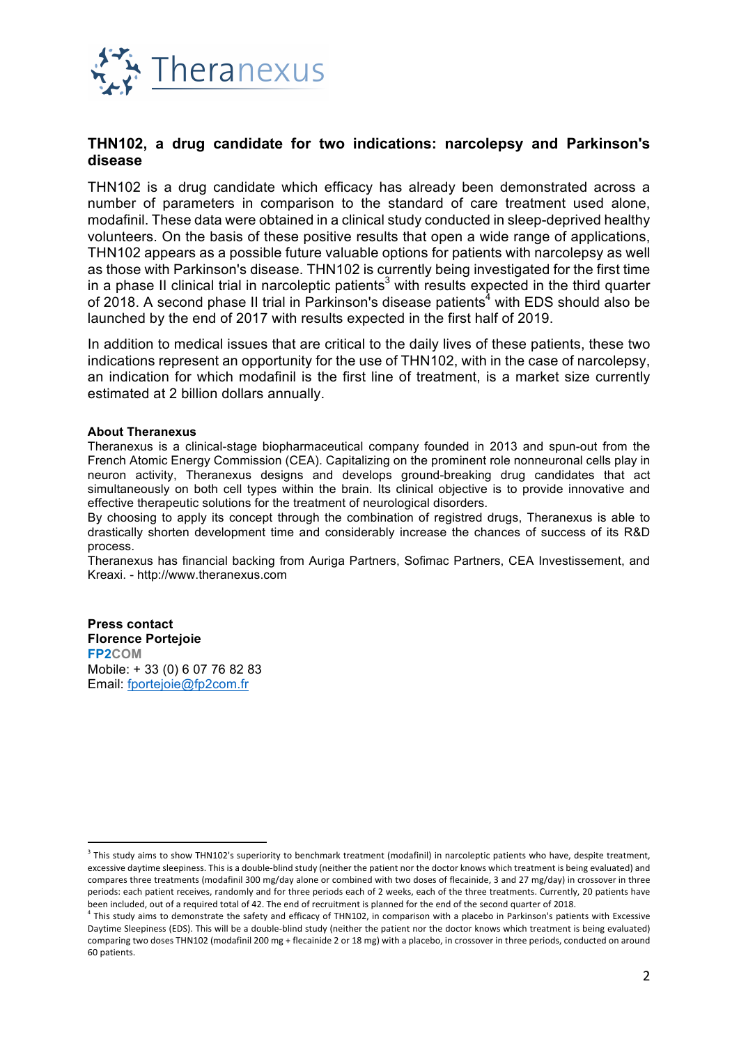## THN102, a drug candidate for two indications: narcolepsy and Parkinson's disease

THN102 is a drug candidate which efficacy has already been demonstrated across a number of parameters in comparison to the standard of care treatment used alone, modafinil. These data were obtained in a clinical study conducted in sleep-deprived healthy volunteers. On the basis of these positive results that open a wide range of applications, THN102 appears as a possible future valuable options for patients with narcolepsy as well as those with Parkinson's disease. THN102 is currently being investigated for the first time in a phase II clinical trial in narcoleptic patients[3] with results expected in the third quarter of 2018. A second phase II trial in Parkinson's disease patients[4] with EDS should also be launched by the end of 2017 with results expected in the first half of 2019.

In addition to medical issues that are critical to the daily lives of these patients, these two indications represent an opportunity for the use of THN102, with in the case of narcolepsy, an indication for which modafinil is the first line of treatment, is a market size currently estimated at 2 billion dollars annually.

**About Theranexus**

Theranexus is a clinical-stage biopharmaceutical company founded in 2013 and spun-out from the French Atomic Energy Commission (CEA). Capitalizing on the prominent role nonneuronal cells play in neuron activity, Theranexus designs and develops ground-breaking drug candidates that act simultaneously on both cell types within the brain. Its clinical objective is to provide innovative and effective therapeutic solutions for the treatment of neurological disorders.

By choosing to apply its concept through the combination of registred drugs, Theranexus is able to drastically shorten development time and considerably increase the chances of success of its R&D process.

Theranexus has financial backing from Auriga Partners, Sofimac Partners, CEA Investissement, and Kreaxi. - http://www.theranexus.com

**Press contact**
**Florence Portejoie**
**FP2COM**
Mobile: + 33 (0) 6 07 76 82 83
Email: fportejoie@fp2com.fr

---

[3] This study aims to show THN102's superiority to benchmark treatment (modafinil) in narcoleptic patients who have, despite treatment, excessive daytime sleepiness. This is a double-blind study (neither the patient nor the doctor knows which treatment is being evaluated) and compares three treatments (modafinil 300 mg/day alone or combined with two doses of flecainide, 3 and 27 mg/day) in crossover in three periods: each patient receives, randomly and for three periods each of 2 weeks, each of the three treatments. Currently, 20 patients have been included, out of a required total of 42. The end of recruitment is planned for the end of the second quarter of 2018.

[4] This study aims to demonstrate the safety and efficacy of THN102, in comparison with a placebo in Parkinson's patients with Excessive Daytime Sleepiness (EDS). This will be a double-blind study (neither the patient nor the doctor knows which treatment is being evaluated) comparing two doses THN102 (modafinil 200 mg + flecainide 2 or 18 mg) with a placebo, in crossover in three periods, conducted on around 60 patients.